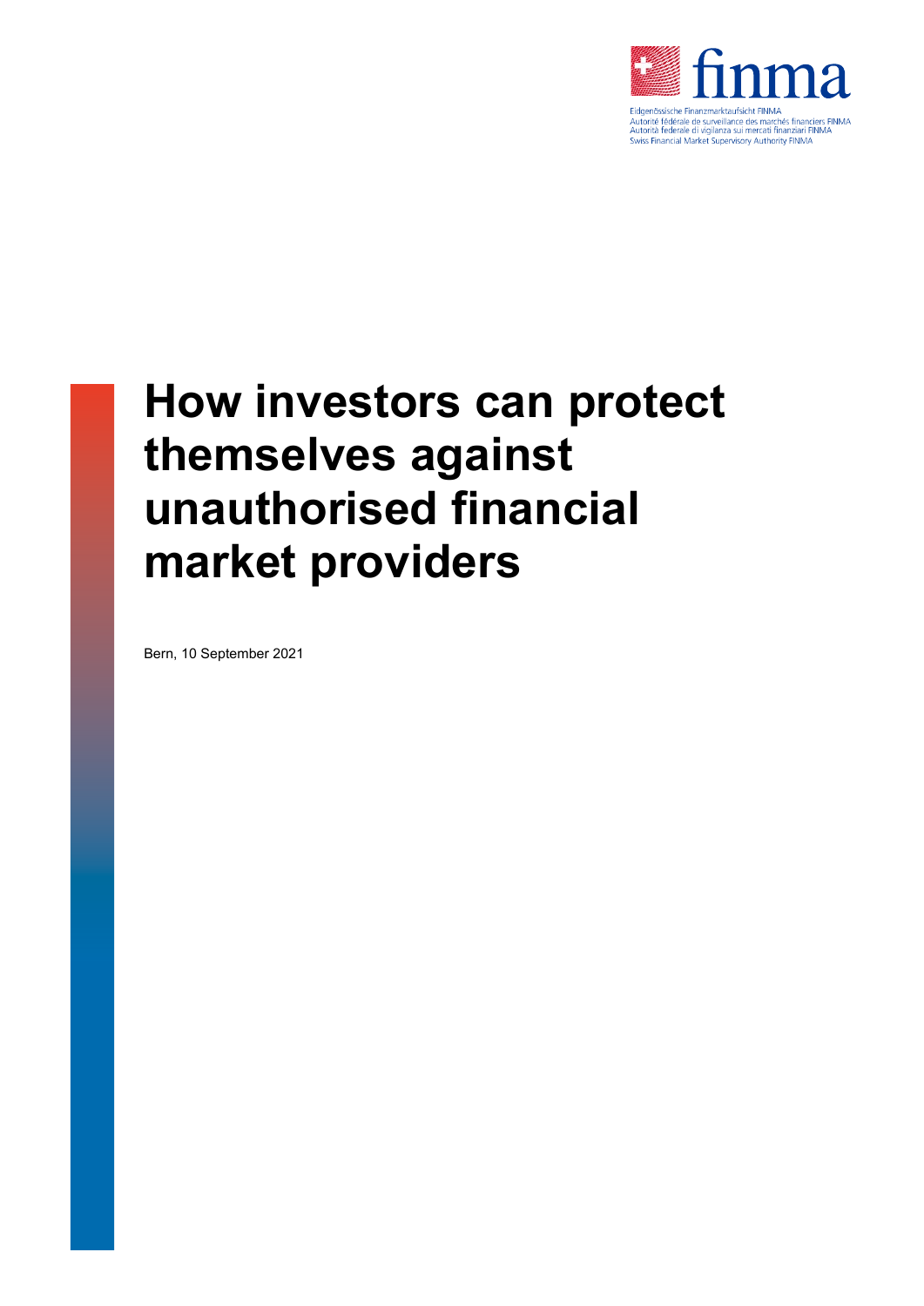finma

Eidgenössische Finanzmarktaufsicht FINMA
Autorité fédérale de surveillance des marchés financiers FINMA
Autorità federale di vigilanza sui mercati finanziari FINMA
Swiss Financial Market Supervisory Authority FINMA

# How investors can protect themselves against unauthorised financial market providers

Bern, 10 September 2021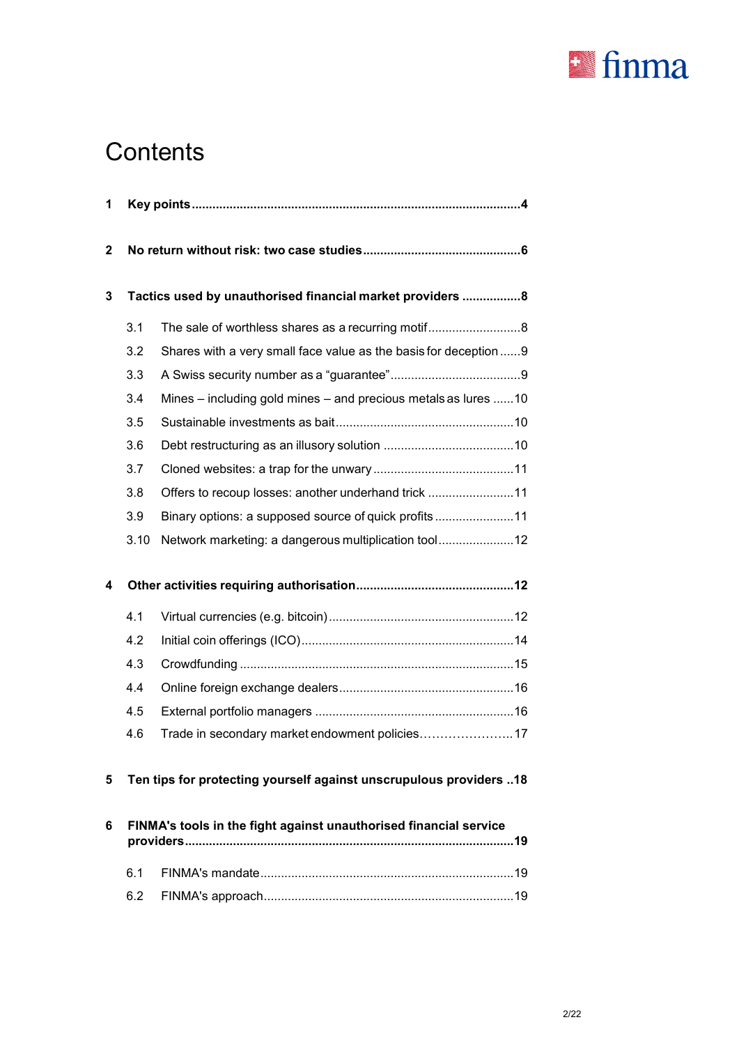# Contents

**1 Key points** .......... **4**

**2 No return without risk: two case studies** .......... **6**

**3 Tactics used by unauthorised financial market providers** .......... **8**

- 3.1 The sale of worthless shares as a recurring motif .......... 8
- 3.2 Shares with a very small face value as the basis for deception .......... 9
- 3.3 A Swiss security number as a "guarantee" .......... 9
- 3.4 Mines – including gold mines – and precious metals as lures .......... 10
- 3.5 Sustainable investments as bait .......... 10
- 3.6 Debt restructuring as an illusory solution .......... 10
- 3.7 Cloned websites: a trap for the unwary .......... 11
- 3.8 Offers to recoup losses: another underhand trick .......... 11
- 3.9 Binary options: a supposed source of quick profits .......... 11
- 3.10 Network marketing: a dangerous multiplication tool .......... 12

**4 Other activities requiring authorisation** .......... **12**

- 4.1 Virtual currencies (e.g. bitcoin) .......... 12
- 4.2 Initial coin offerings (ICO) .......... 14
- 4.3 Crowdfunding .......... 15
- 4.4 Online foreign exchange dealers .......... 16
- 4.5 External portfolio managers .......... 16
- 4.6 Trade in secondary market endowment policies .......... 17

**5 Ten tips for protecting yourself against unscrupulous providers** .......... **18**

**6 FINMA's tools in the fight against unauthorised financial service providers** .......... **19**

- 6.1 FINMA's mandate .......... 19
- 6.2 FINMA's approach .......... 19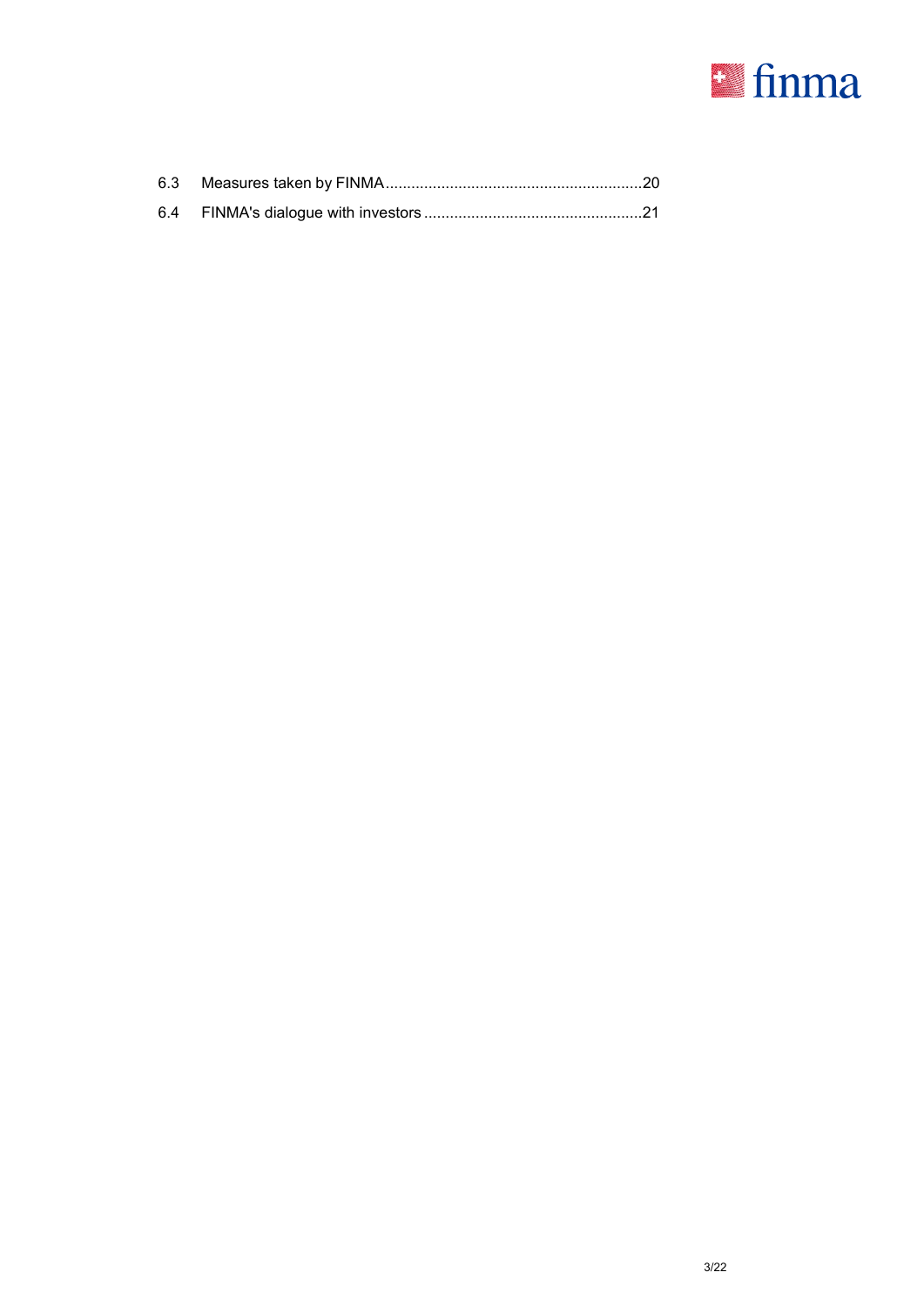6.3 Measures taken by FINMA ........................................................... 20

6.4 FINMA's dialogue with investors ................................................... 21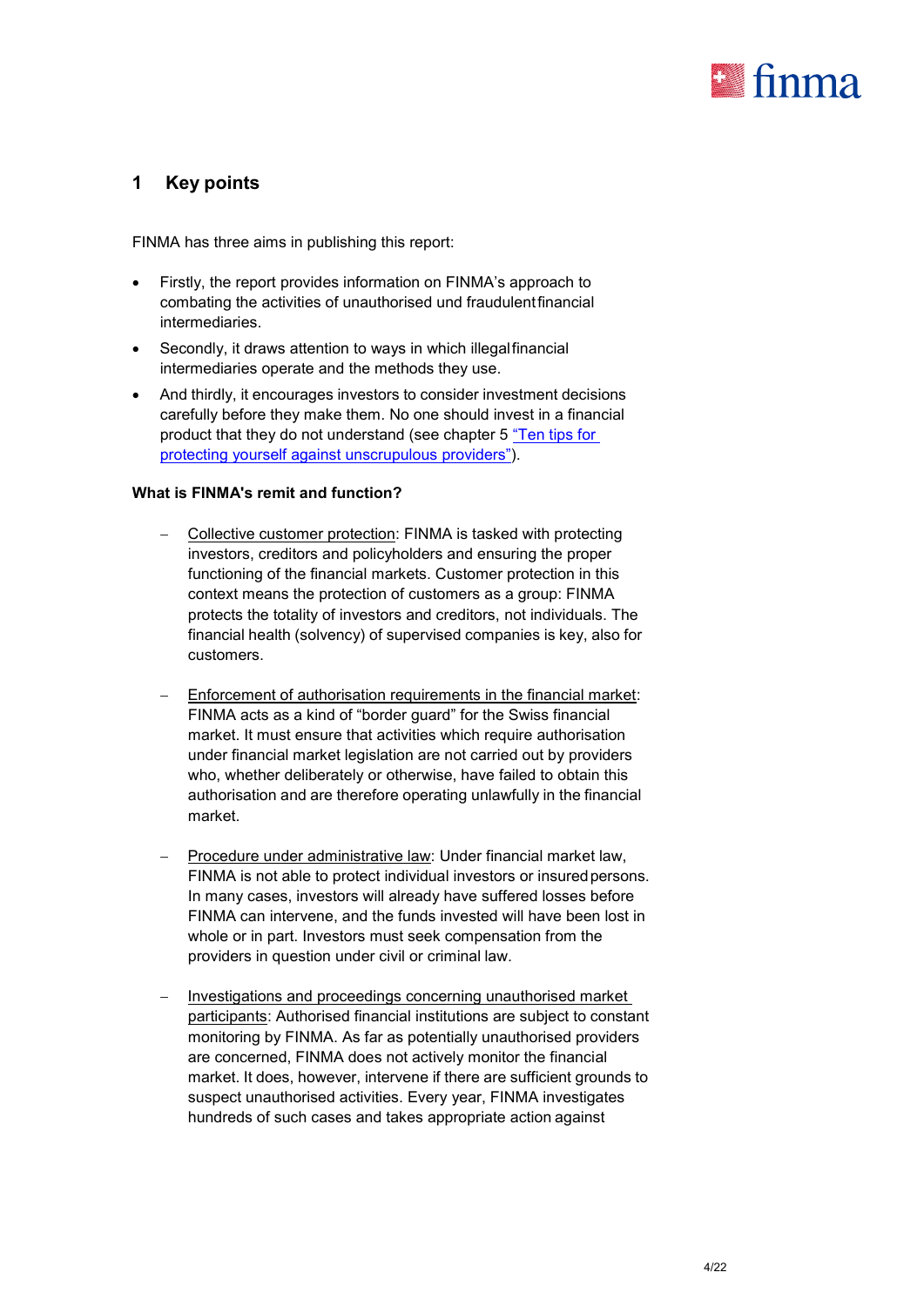## 1 Key points

FINMA has three aims in publishing this report:

- Firstly, the report provides information on FINMA's approach to combating the activities of unauthorised und fraudulent financial intermediaries.
- Secondly, it draws attention to ways in which illegal financial intermediaries operate and the methods they use.
- And thirdly, it encourages investors to consider investment decisions carefully before they make them. No one should invest in a financial product that they do not understand (see chapter 5 "Ten tips for protecting yourself against unscrupulous providers").

**What is FINMA's remit and function?**

- Collective customer protection: FINMA is tasked with protecting investors, creditors and policyholders and ensuring the proper functioning of the financial markets. Customer protection in this context means the protection of customers as a group: FINMA protects the totality of investors and creditors, not individuals. The financial health (solvency) of supervised companies is key, also for customers.

- Enforcement of authorisation requirements in the financial market: FINMA acts as a kind of "border guard" for the Swiss financial market. It must ensure that activities which require authorisation under financial market legislation are not carried out by providers who, whether deliberately or otherwise, have failed to obtain this authorisation and are therefore operating unlawfully in the financial market.

- Procedure under administrative law: Under financial market law, FINMA is not able to protect individual investors or insured persons. In many cases, investors will already have suffered losses before FINMA can intervene, and the funds invested will have been lost in whole or in part. Investors must seek compensation from the providers in question under civil or criminal law.

- Investigations and proceedings concerning unauthorised market participants: Authorised financial institutions are subject to constant monitoring by FINMA. As far as potentially unauthorised providers are concerned, FINMA does not actively monitor the financial market. It does, however, intervene if there are sufficient grounds to suspect unauthorised activities. Every year, FINMA investigates hundreds of such cases and takes appropriate action against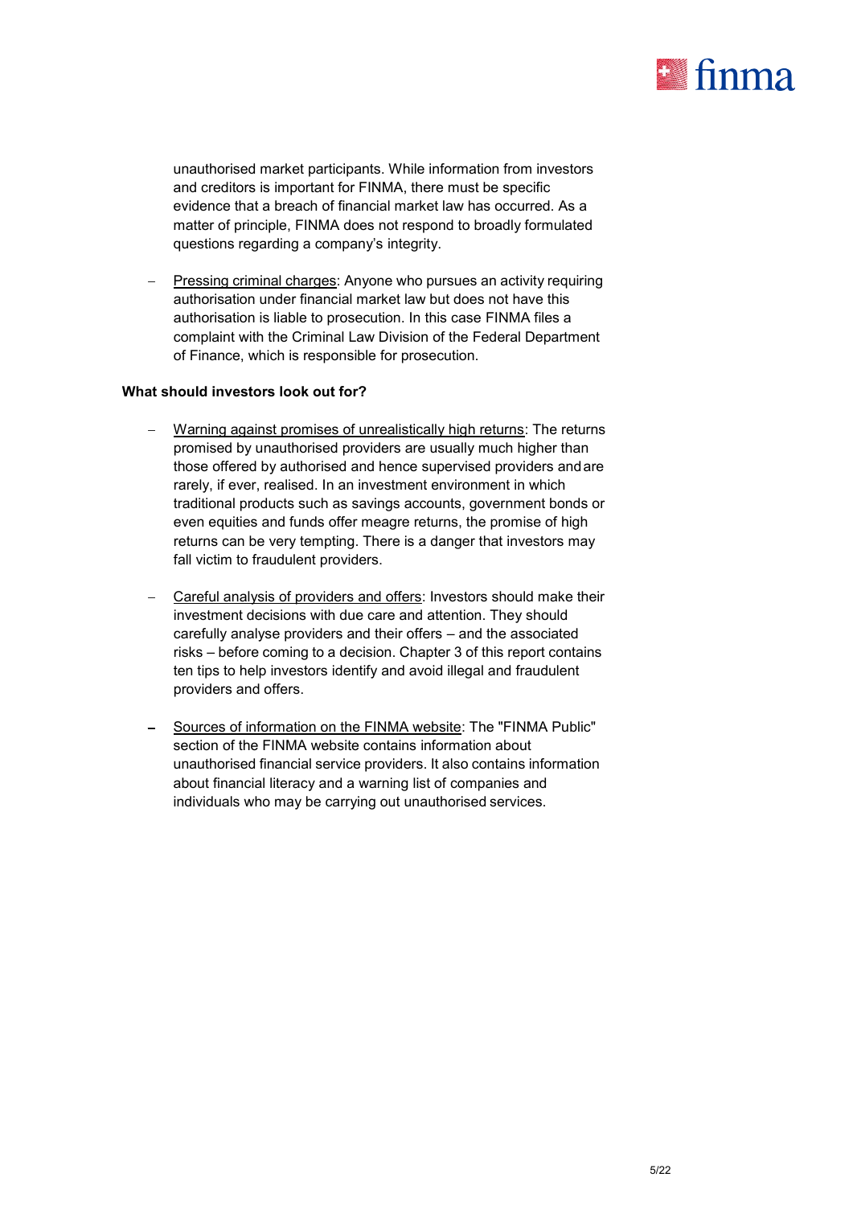unauthorised market participants. While information from investors and creditors is important for FINMA, there must be specific evidence that a breach of financial market law has occurred. As a matter of principle, FINMA does not respond to broadly formulated questions regarding a company's integrity.

- Pressing criminal charges: Anyone who pursues an activity requiring authorisation under financial market law but does not have this authorisation is liable to prosecution. In this case FINMA files a complaint with the Criminal Law Division of the Federal Department of Finance, which is responsible for prosecution.

**What should investors look out for?**

- Warning against promises of unrealistically high returns: The returns promised by unauthorised providers are usually much higher than those offered by authorised and hence supervised providers and are rarely, if ever, realised. In an investment environment in which traditional products such as savings accounts, government bonds or even equities and funds offer meagre returns, the promise of high returns can be very tempting. There is a danger that investors may fall victim to fraudulent providers.

- Careful analysis of providers and offers: Investors should make their investment decisions with due care and attention. They should carefully analyse providers and their offers – and the associated risks – before coming to a decision. Chapter 3 of this report contains ten tips to help investors identify and avoid illegal and fraudulent providers and offers.

- Sources of information on the FINMA website: The "FINMA Public" section of the FINMA website contains information about unauthorised financial service providers. It also contains information about financial literacy and a warning list of companies and individuals who may be carrying out unauthorised services.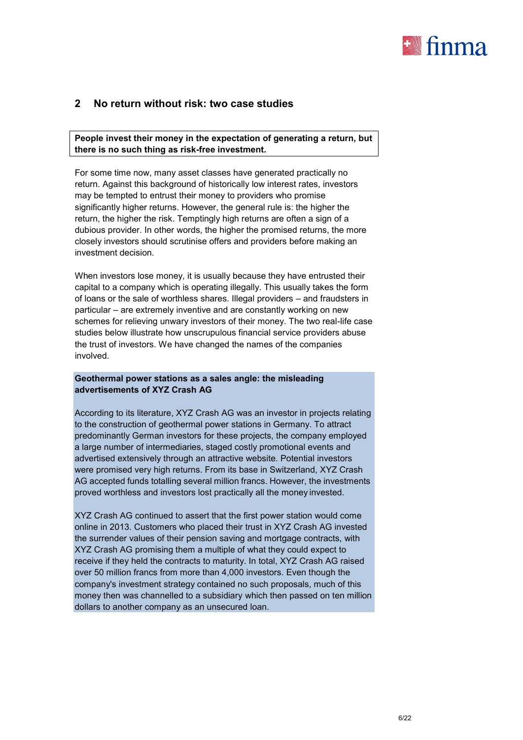## 2 No return without risk: two case studies

**People invest their money in the expectation of generating a return, but there is no such thing as risk-free investment.**

For some time now, many asset classes have generated practically no return. Against this background of historically low interest rates, investors may be tempted to entrust their money to providers who promise significantly higher returns. However, the general rule is: the higher the return, the higher the risk. Temptingly high returns are often a sign of a dubious provider. In other words, the higher the promised returns, the more closely investors should scrutinise offers and providers before making an investment decision.

When investors lose money, it is usually because they have entrusted their capital to a company which is operating illegally. This usually takes the form of loans or the sale of worthless shares. Illegal providers – and fraudsters in particular – are extremely inventive and are constantly working on new schemes for relieving unwary investors of their money. The two real-life case studies below illustrate how unscrupulous financial service providers abuse the trust of investors. We have changed the names of the companies involved.

**Geothermal power stations as a sales angle: the misleading advertisements of XYZ Crash AG**

According to its literature, XYZ Crash AG was an investor in projects relating to the construction of geothermal power stations in Germany. To attract predominantly German investors for these projects, the company employed a large number of intermediaries, staged costly promotional events and advertised extensively through an attractive website. Potential investors were promised very high returns. From its base in Switzerland, XYZ Crash AG accepted funds totalling several million francs. However, the investments proved worthless and investors lost practically all the money invested.

XYZ Crash AG continued to assert that the first power station would come online in 2013. Customers who placed their trust in XYZ Crash AG invested the surrender values of their pension saving and mortgage contracts, with XYZ Crash AG promising them a multiple of what they could expect to receive if they held the contracts to maturity. In total, XYZ Crash AG raised over 50 million francs from more than 4,000 investors. Even though the company's investment strategy contained no such proposals, much of this money then was channelled to a subsidiary which then passed on ten million dollars to another company as an unsecured loan.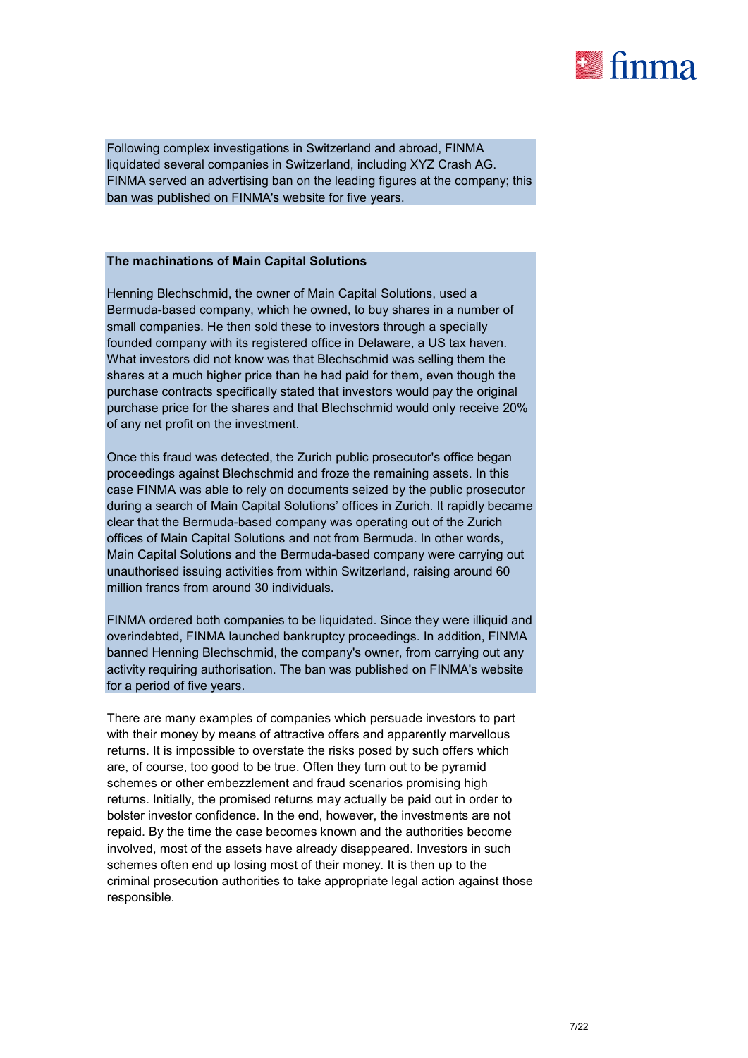Following complex investigations in Switzerland and abroad, FINMA liquidated several companies in Switzerland, including XYZ Crash AG. FINMA served an advertising ban on the leading figures at the company; this ban was published on FINMA's website for five years.

**The machinations of Main Capital Solutions**

Henning Blechschmid, the owner of Main Capital Solutions, used a Bermuda-based company, which he owned, to buy shares in a number of small companies. He then sold these to investors through a specially founded company with its registered office in Delaware, a US tax haven. What investors did not know was that Blechschmid was selling them the shares at a much higher price than he had paid for them, even though the purchase contracts specifically stated that investors would pay the original purchase price for the shares and that Blechschmid would only receive 20% of any net profit on the investment.

Once this fraud was detected, the Zurich public prosecutor's office began proceedings against Blechschmid and froze the remaining assets. In this case FINMA was able to rely on documents seized by the public prosecutor during a search of Main Capital Solutions' offices in Zurich. It rapidly became clear that the Bermuda-based company was operating out of the Zurich offices of Main Capital Solutions and not from Bermuda. In other words, Main Capital Solutions and the Bermuda-based company were carrying out unauthorised issuing activities from within Switzerland, raising around 60 million francs from around 30 individuals.

FINMA ordered both companies to be liquidated. Since they were illiquid and overindebted, FINMA launched bankruptcy proceedings. In addition, FINMA banned Henning Blechschmid, the company's owner, from carrying out any activity requiring authorisation. The ban was published on FINMA's website for a period of five years.

There are many examples of companies which persuade investors to part with their money by means of attractive offers and apparently marvellous returns. It is impossible to overstate the risks posed by such offers which are, of course, too good to be true. Often they turn out to be pyramid schemes or other embezzlement and fraud scenarios promising high returns. Initially, the promised returns may actually be paid out in order to bolster investor confidence. In the end, however, the investments are not repaid. By the time the case becomes known and the authorities become involved, most of the assets have already disappeared. Investors in such schemes often end up losing most of their money. It is then up to the criminal prosecution authorities to take appropriate legal action against those responsible.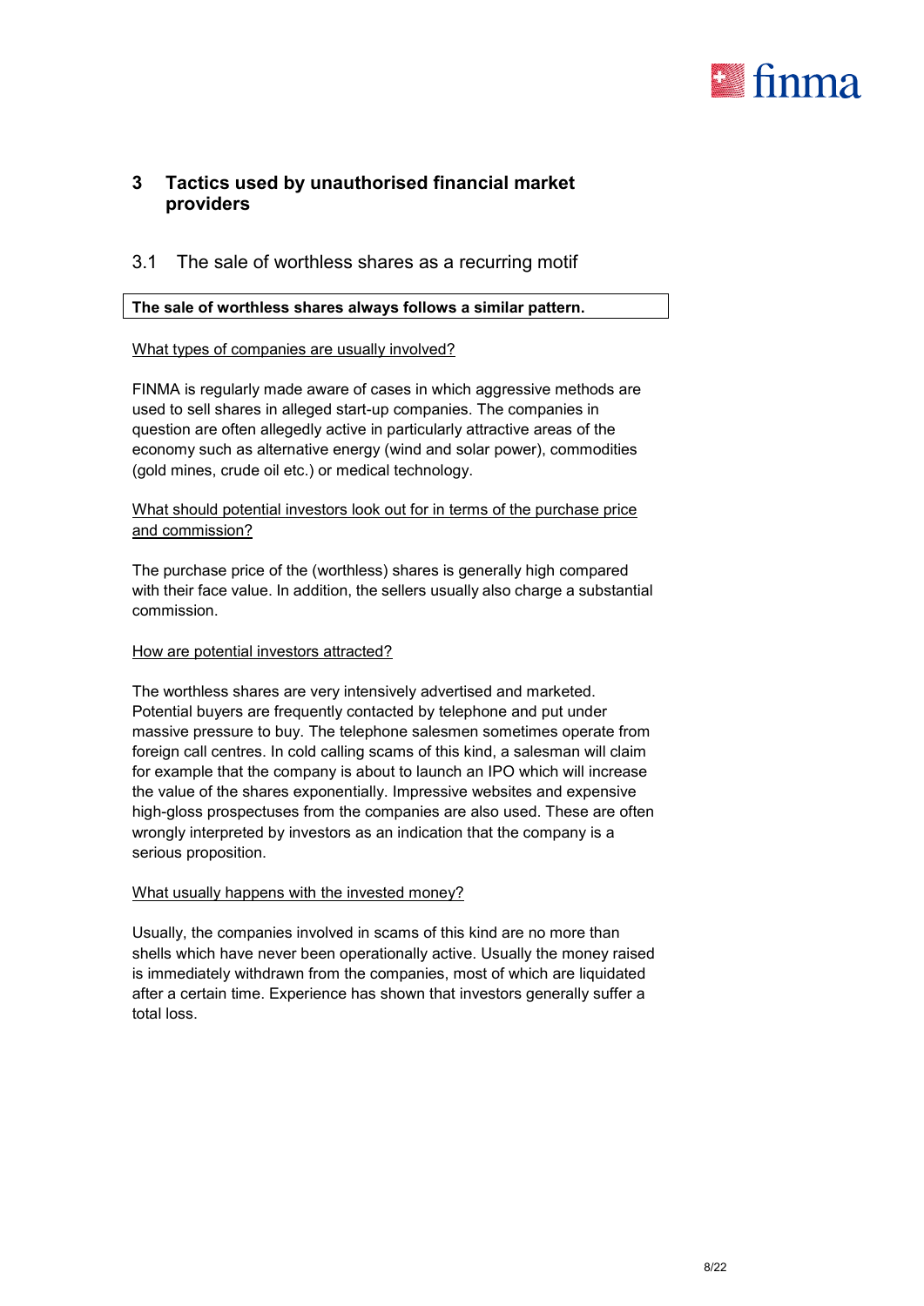# 3 Tactics used by unauthorised financial market providers

## 3.1 The sale of worthless shares as a recurring motif

**The sale of worthless shares always follows a similar pattern.**

What types of companies are usually involved?

FINMA is regularly made aware of cases in which aggressive methods are used to sell shares in alleged start-up companies. The companies in question are often allegedly active in particularly attractive areas of the economy such as alternative energy (wind and solar power), commodities (gold mines, crude oil etc.) or medical technology.

What should potential investors look out for in terms of the purchase price and commission?

The purchase price of the (worthless) shares is generally high compared with their face value. In addition, the sellers usually also charge a substantial commission.

How are potential investors attracted?

The worthless shares are very intensively advertised and marketed. Potential buyers are frequently contacted by telephone and put under massive pressure to buy. The telephone salesmen sometimes operate from foreign call centres. In cold calling scams of this kind, a salesman will claim for example that the company is about to launch an IPO which will increase the value of the shares exponentially. Impressive websites and expensive high-gloss prospectuses from the companies are also used. These are often wrongly interpreted by investors as an indication that the company is a serious proposition.

What usually happens with the invested money?

Usually, the companies involved in scams of this kind are no more than shells which have never been operationally active. Usually the money raised is immediately withdrawn from the companies, most of which are liquidated after a certain time. Experience has shown that investors generally suffer a total loss.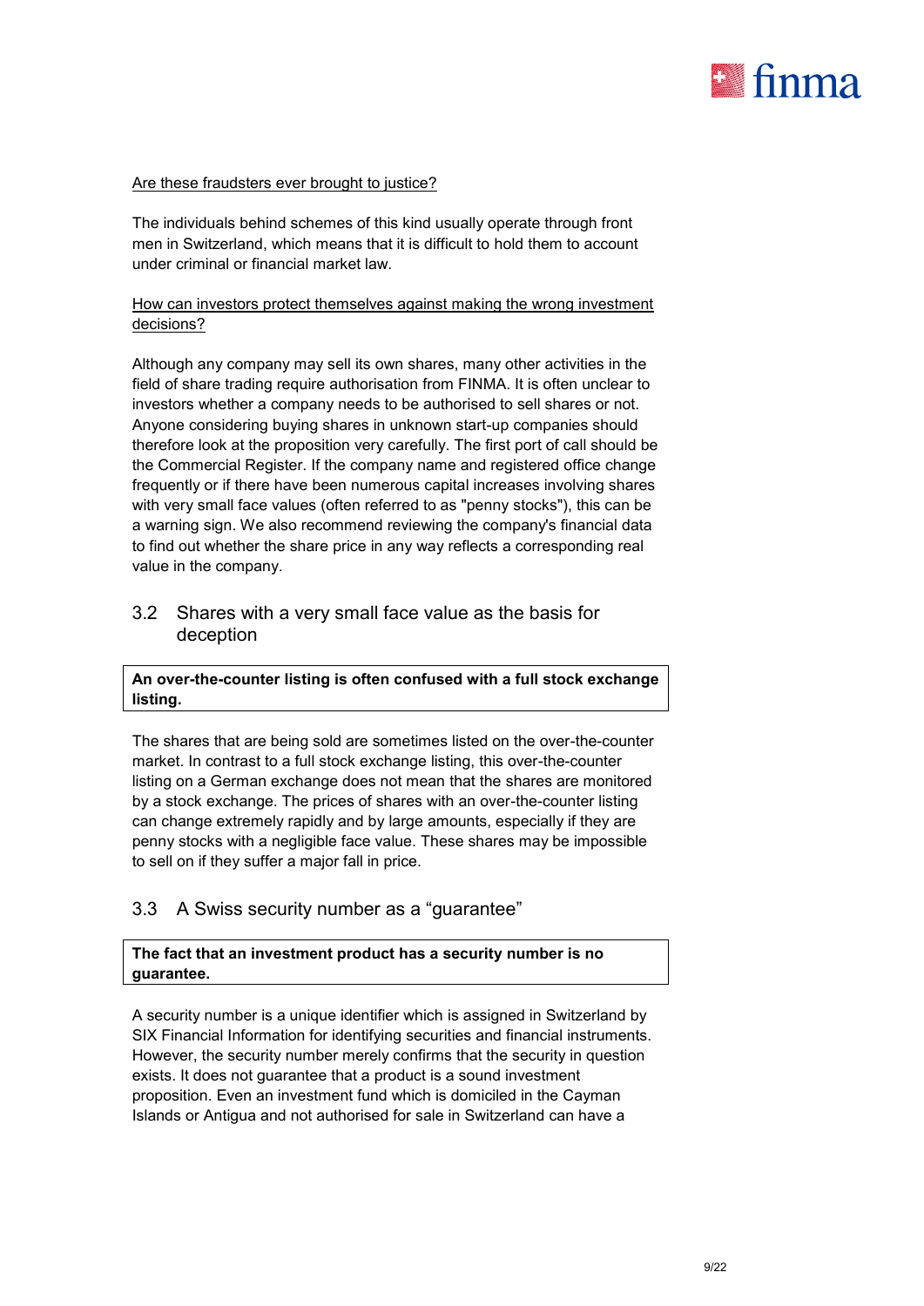Are these fraudsters ever brought to justice?

The individuals behind schemes of this kind usually operate through front men in Switzerland, which means that it is difficult to hold them to account under criminal or financial market law.

How can investors protect themselves against making the wrong investment decisions?

Although any company may sell its own shares, many other activities in the field of share trading require authorisation from FINMA. It is often unclear to investors whether a company needs to be authorised to sell shares or not. Anyone considering buying shares in unknown start-up companies should therefore look at the proposition very carefully. The first port of call should be the Commercial Register. If the company name and registered office change frequently or if there have been numerous capital increases involving shares with very small face values (often referred to as "penny stocks"), this can be a warning sign. We also recommend reviewing the company's financial data to find out whether the share price in any way reflects a corresponding real value in the company.

## 3.2 Shares with a very small face value as the basis for deception

**An over-the-counter listing is often confused with a full stock exchange listing.**

The shares that are being sold are sometimes listed on the over-the-counter market. In contrast to a full stock exchange listing, this over-the-counter listing on a German exchange does not mean that the shares are monitored by a stock exchange. The prices of shares with an over-the-counter listing can change extremely rapidly and by large amounts, especially if they are penny stocks with a negligible face value. These shares may be impossible to sell on if they suffer a major fall in price.

## 3.3 A Swiss security number as a "guarantee"

**The fact that an investment product has a security number is no guarantee.**

A security number is a unique identifier which is assigned in Switzerland by SIX Financial Information for identifying securities and financial instruments. However, the security number merely confirms that the security in question exists. It does not guarantee that a product is a sound investment proposition. Even an investment fund which is domiciled in the Cayman Islands or Antigua and not authorised for sale in Switzerland can have a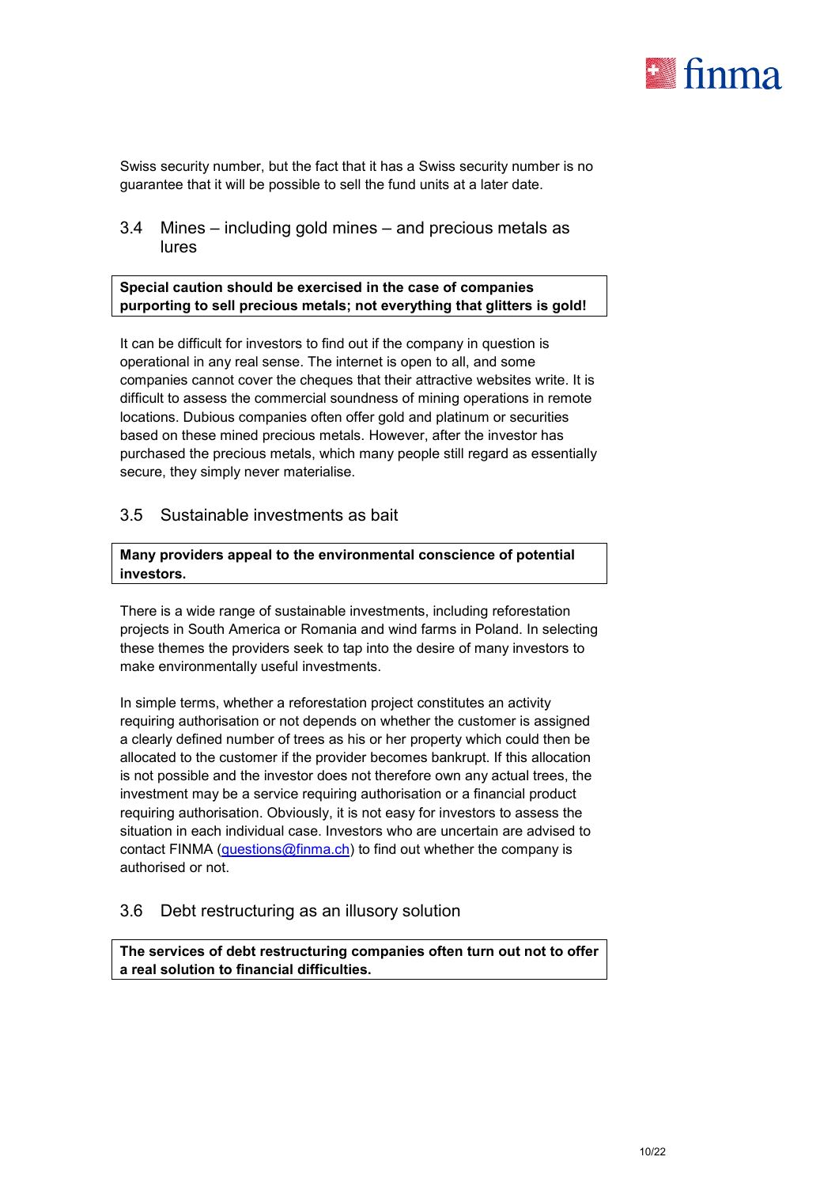Swiss security number, but the fact that it has a Swiss security number is no guarantee that it will be possible to sell the fund units at a later date.

### 3.4 Mines – including gold mines – and precious metals as lures

**Special caution should be exercised in the case of companies purporting to sell precious metals; not everything that glitters is gold!**

It can be difficult for investors to find out if the company in question is operational in any real sense. The internet is open to all, and some companies cannot cover the cheques that their attractive websites write. It is difficult to assess the commercial soundness of mining operations in remote locations. Dubious companies often offer gold and platinum or securities based on these mined precious metals. However, after the investor has purchased the precious metals, which many people still regard as essentially secure, they simply never materialise.

### 3.5 Sustainable investments as bait

**Many providers appeal to the environmental conscience of potential investors.**

There is a wide range of sustainable investments, including reforestation projects in South America or Romania and wind farms in Poland. In selecting these themes the providers seek to tap into the desire of many investors to make environmentally useful investments.

In simple terms, whether a reforestation project constitutes an activity requiring authorisation or not depends on whether the customer is assigned a clearly defined number of trees as his or her property which could then be allocated to the customer if the provider becomes bankrupt. If this allocation is not possible and the investor does not therefore own any actual trees, the investment may be a service requiring authorisation or a financial product requiring authorisation. Obviously, it is not easy for investors to assess the situation in each individual case. Investors who are uncertain are advised to contact FINMA (questions@finma.ch) to find out whether the company is authorised or not.

### 3.6 Debt restructuring as an illusory solution

**The services of debt restructuring companies often turn out not to offer a real solution to financial difficulties.**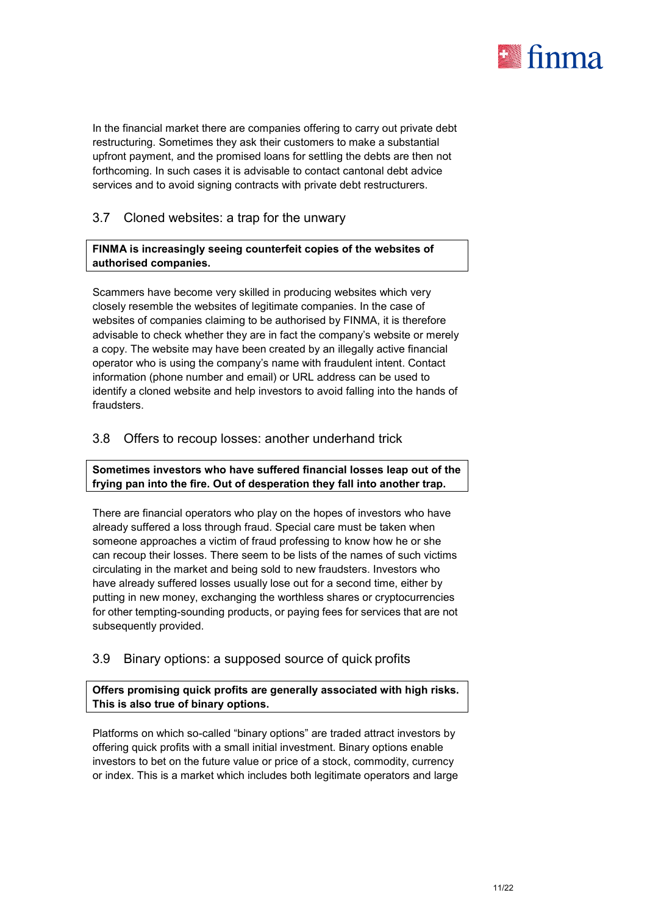In the financial market there are companies offering to carry out private debt restructuring. Sometimes they ask their customers to make a substantial upfront payment, and the promised loans for settling the debts are then not forthcoming. In such cases it is advisable to contact cantonal debt advice services and to avoid signing contracts with private debt restructurers.

## 3.7 Cloned websites: a trap for the unwary

**FINMA is increasingly seeing counterfeit copies of the websites of authorised companies.**

Scammers have become very skilled in producing websites which very closely resemble the websites of legitimate companies. In the case of websites of companies claiming to be authorised by FINMA, it is therefore advisable to check whether they are in fact the company's website or merely a copy. The website may have been created by an illegally active financial operator who is using the company's name with fraudulent intent. Contact information (phone number and email) or URL address can be used to identify a cloned website and help investors to avoid falling into the hands of fraudsters.

## 3.8 Offers to recoup losses: another underhand trick

**Sometimes investors who have suffered financial losses leap out of the frying pan into the fire. Out of desperation they fall into another trap.**

There are financial operators who play on the hopes of investors who have already suffered a loss through fraud. Special care must be taken when someone approaches a victim of fraud professing to know how he or she can recoup their losses. There seem to be lists of the names of such victims circulating in the market and being sold to new fraudsters. Investors who have already suffered losses usually lose out for a second time, either by putting in new money, exchanging the worthless shares or cryptocurrencies for other tempting-sounding products, or paying fees for services that are not subsequently provided.

## 3.9 Binary options: a supposed source of quick profits

**Offers promising quick profits are generally associated with high risks. This is also true of binary options.**

Platforms on which so-called "binary options" are traded attract investors by offering quick profits with a small initial investment. Binary options enable investors to bet on the future value or price of a stock, commodity, currency or index. This is a market which includes both legitimate operators and large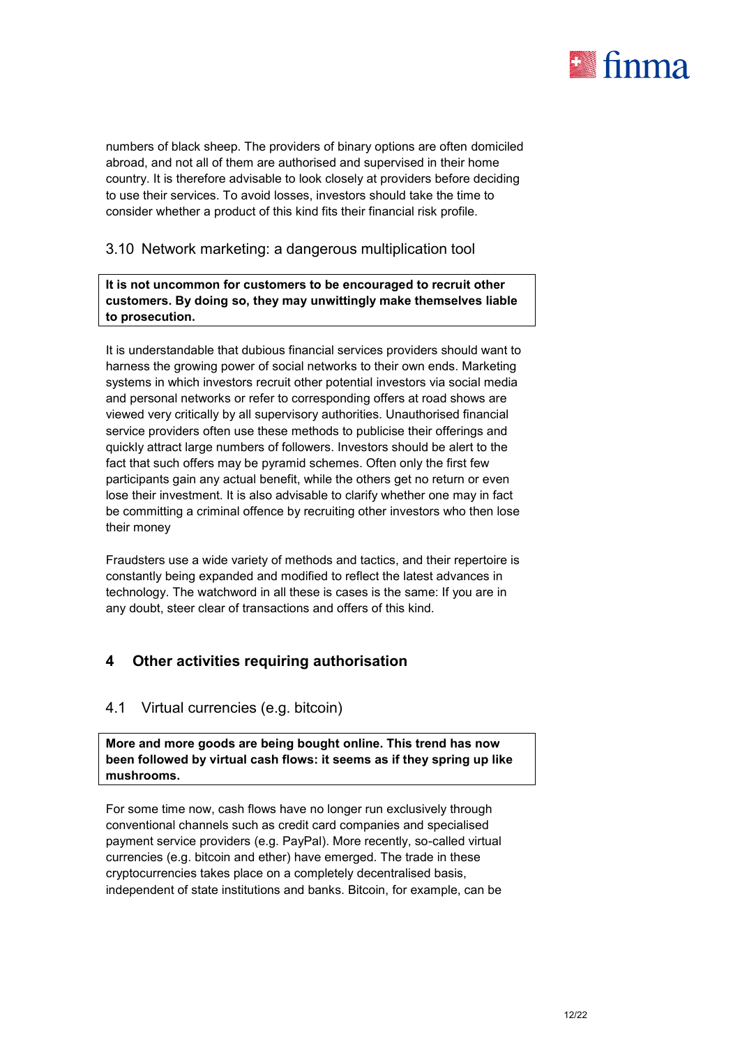numbers of black sheep. The providers of binary options are often domiciled abroad, and not all of them are authorised and supervised in their home country. It is therefore advisable to look closely at providers before deciding to use their services. To avoid losses, investors should take the time to consider whether a product of this kind fits their financial risk profile.

### 3.10 Network marketing: a dangerous multiplication tool

**It is not uncommon for customers to be encouraged to recruit other customers. By doing so, they may unwittingly make themselves liable to prosecution.**

It is understandable that dubious financial services providers should want to harness the growing power of social networks to their own ends. Marketing systems in which investors recruit other potential investors via social media and personal networks or refer to corresponding offers at road shows are viewed very critically by all supervisory authorities. Unauthorised financial service providers often use these methods to publicise their offerings and quickly attract large numbers of followers. Investors should be alert to the fact that such offers may be pyramid schemes. Often only the first few participants gain any actual benefit, while the others get no return or even lose their investment. It is also advisable to clarify whether one may in fact be committing a criminal offence by recruiting other investors who then lose their money

Fraudsters use a wide variety of methods and tactics, and their repertoire is constantly being expanded and modified to reflect the latest advances in technology. The watchword in all these is cases is the same: If you are in any doubt, steer clear of transactions and offers of this kind.

## 4 Other activities requiring authorisation

### 4.1 Virtual currencies (e.g. bitcoin)

**More and more goods are being bought online. This trend has now been followed by virtual cash flows: it seems as if they spring up like mushrooms.**

For some time now, cash flows have no longer run exclusively through conventional channels such as credit card companies and specialised payment service providers (e.g. PayPal). More recently, so-called virtual currencies (e.g. bitcoin and ether) have emerged. The trade in these cryptocurrencies takes place on a completely decentralised basis, independent of state institutions and banks. Bitcoin, for example, can be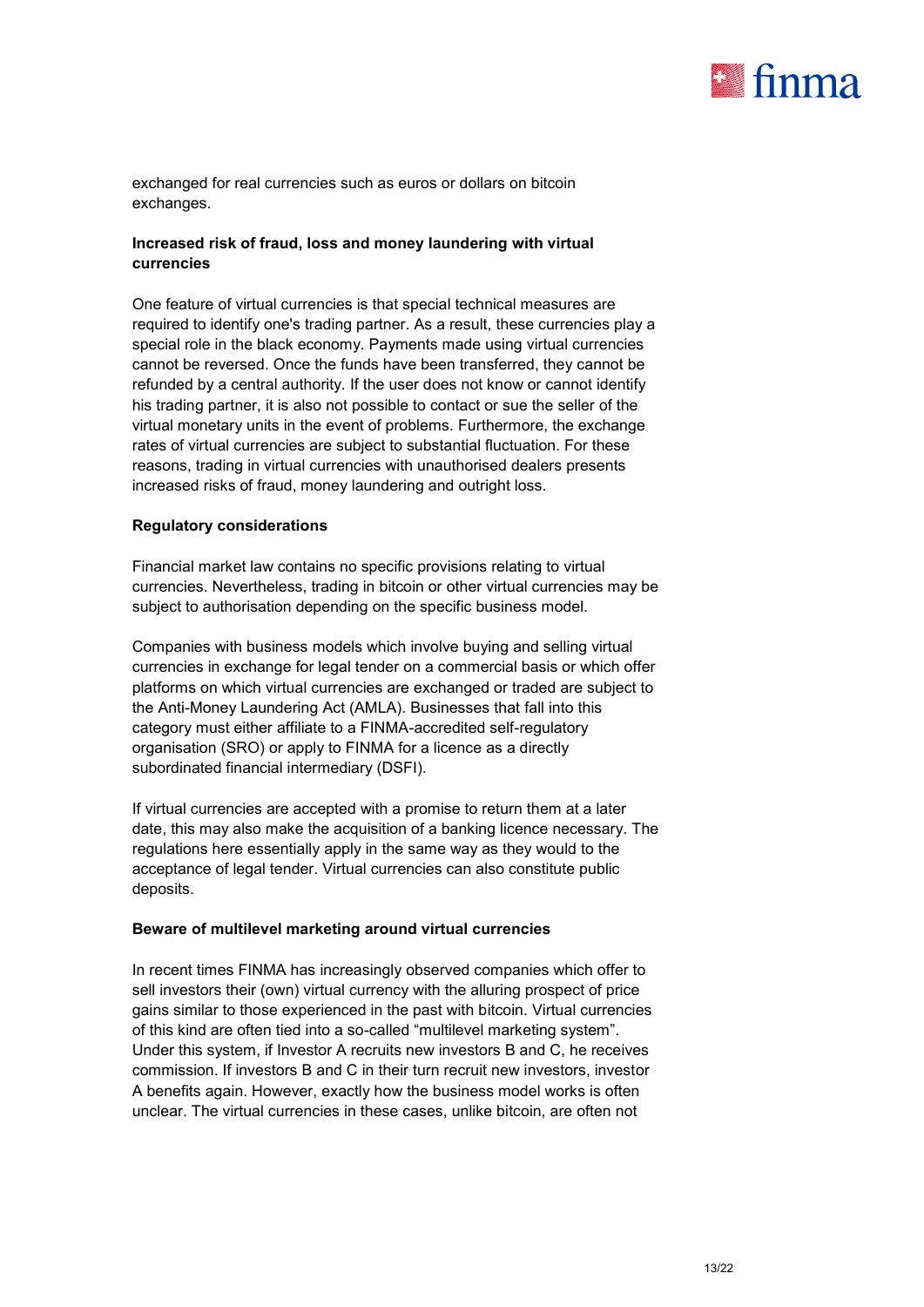exchanged for real currencies such as euros or dollars on bitcoin exchanges.

**Increased risk of fraud, loss and money laundering with virtual currencies**

One feature of virtual currencies is that special technical measures are required to identify one's trading partner. As a result, these currencies play a special role in the black economy. Payments made using virtual currencies cannot be reversed. Once the funds have been transferred, they cannot be refunded by a central authority. If the user does not know or cannot identify his trading partner, it is also not possible to contact or sue the seller of the virtual monetary units in the event of problems. Furthermore, the exchange rates of virtual currencies are subject to substantial fluctuation. For these reasons, trading in virtual currencies with unauthorised dealers presents increased risks of fraud, money laundering and outright loss.

**Regulatory considerations**

Financial market law contains no specific provisions relating to virtual currencies. Nevertheless, trading in bitcoin or other virtual currencies may be subject to authorisation depending on the specific business model.

Companies with business models which involve buying and selling virtual currencies in exchange for legal tender on a commercial basis or which offer platforms on which virtual currencies are exchanged or traded are subject to the Anti-Money Laundering Act (AMLA). Businesses that fall into this category must either affiliate to a FINMA-accredited self-regulatory organisation (SRO) or apply to FINMA for a licence as a directly subordinated financial intermediary (DSFI).

If virtual currencies are accepted with a promise to return them at a later date, this may also make the acquisition of a banking licence necessary. The regulations here essentially apply in the same way as they would to the acceptance of legal tender. Virtual currencies can also constitute public deposits.

**Beware of multilevel marketing around virtual currencies**

In recent times FINMA has increasingly observed companies which offer to sell investors their (own) virtual currency with the alluring prospect of price gains similar to those experienced in the past with bitcoin. Virtual currencies of this kind are often tied into a so-called "multilevel marketing system". Under this system, if Investor A recruits new investors B and C, he receives commission. If investors B and C in their turn recruit new investors, investor A benefits again. However, exactly how the business model works is often unclear. The virtual currencies in these cases, unlike bitcoin, are often not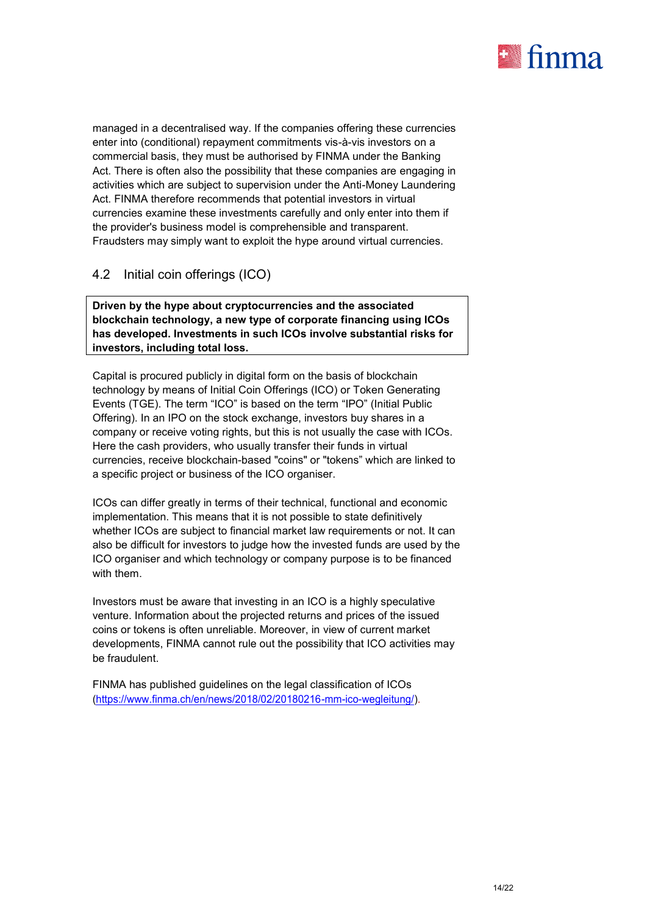managed in a decentralised way. If the companies offering these currencies enter into (conditional) repayment commitments vis-à-vis investors on a commercial basis, they must be authorised by FINMA under the Banking Act. There is often also the possibility that these companies are engaging in activities which are subject to supervision under the Anti-Money Laundering Act. FINMA therefore recommends that potential investors in virtual currencies examine these investments carefully and only enter into them if the provider's business model is comprehensible and transparent. Fraudsters may simply want to exploit the hype around virtual currencies.

## 4.2 Initial coin offerings (ICO)

**Driven by the hype about cryptocurrencies and the associated blockchain technology, a new type of corporate financing using ICOs has developed. Investments in such ICOs involve substantial risks for investors, including total loss.**

Capital is procured publicly in digital form on the basis of blockchain technology by means of Initial Coin Offerings (ICO) or Token Generating Events (TGE). The term “ICO” is based on the term “IPO” (Initial Public Offering). In an IPO on the stock exchange, investors buy shares in a company or receive voting rights, but this is not usually the case with ICOs. Here the cash providers, who usually transfer their funds in virtual currencies, receive blockchain-based "coins" or "tokens” which are linked to a specific project or business of the ICO organiser.

ICOs can differ greatly in terms of their technical, functional and economic implementation. This means that it is not possible to state definitively whether ICOs are subject to financial market law requirements or not. It can also be difficult for investors to judge how the invested funds are used by the ICO organiser and which technology or company purpose is to be financed with them.

Investors must be aware that investing in an ICO is a highly speculative venture. Information about the projected returns and prices of the issued coins or tokens is often unreliable. Moreover, in view of current market developments, FINMA cannot rule out the possibility that ICO activities may be fraudulent.

FINMA has published guidelines on the legal classification of ICOs (https://www.finma.ch/en/news/2018/02/20180216-mm-ico-wegleitung/).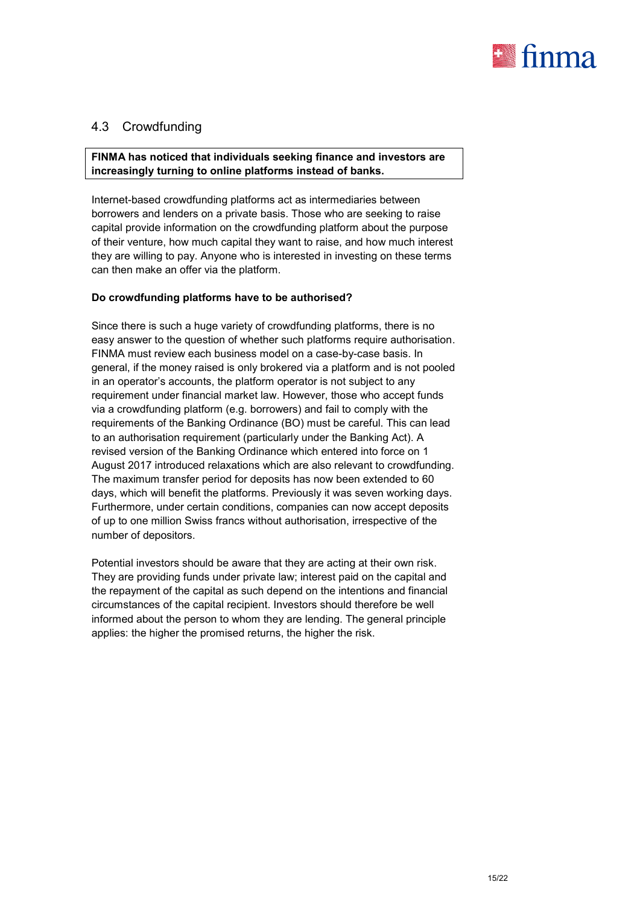## 4.3 Crowdfunding

**FINMA has noticed that individuals seeking finance and investors are increasingly turning to online platforms instead of banks.**

Internet-based crowdfunding platforms act as intermediaries between borrowers and lenders on a private basis. Those who are seeking to raise capital provide information on the crowdfunding platform about the purpose of their venture, how much capital they want to raise, and how much interest they are willing to pay. Anyone who is interested in investing on these terms can then make an offer via the platform.

**Do crowdfunding platforms have to be authorised?**

Since there is such a huge variety of crowdfunding platforms, there is no easy answer to the question of whether such platforms require authorisation. FINMA must review each business model on a case-by-case basis. In general, if the money raised is only brokered via a platform and is not pooled in an operator's accounts, the platform operator is not subject to any requirement under financial market law. However, those who accept funds via a crowdfunding platform (e.g. borrowers) and fail to comply with the requirements of the Banking Ordinance (BO) must be careful. This can lead to an authorisation requirement (particularly under the Banking Act). A revised version of the Banking Ordinance which entered into force on 1 August 2017 introduced relaxations which are also relevant to crowdfunding. The maximum transfer period for deposits has now been extended to 60 days, which will benefit the platforms. Previously it was seven working days. Furthermore, under certain conditions, companies can now accept deposits of up to one million Swiss francs without authorisation, irrespective of the number of depositors.

Potential investors should be aware that they are acting at their own risk. They are providing funds under private law; interest paid on the capital and the repayment of the capital as such depend on the intentions and financial circumstances of the capital recipient. Investors should therefore be well informed about the person to whom they are lending. The general principle applies: the higher the promised returns, the higher the risk.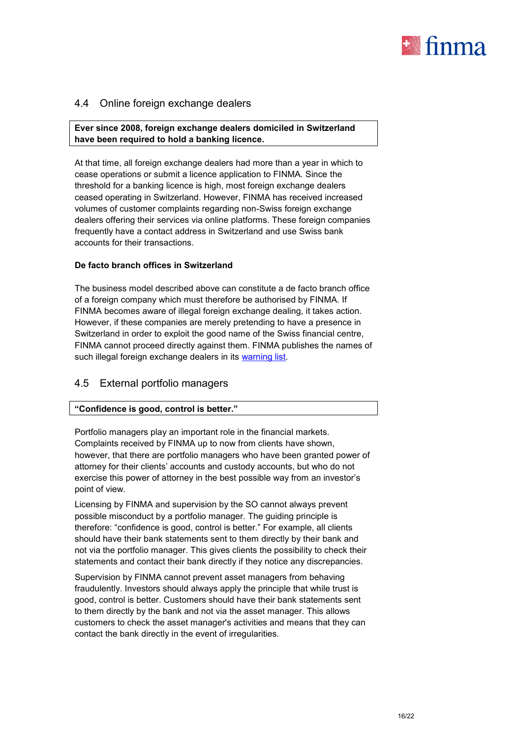## 4.4 Online foreign exchange dealers

**Ever since 2008, foreign exchange dealers domiciled in Switzerland have been required to hold a banking licence.**

At that time, all foreign exchange dealers had more than a year in which to cease operations or submit a licence application to FINMA. Since the threshold for a banking licence is high, most foreign exchange dealers ceased operating in Switzerland. However, FINMA has received increased volumes of customer complaints regarding non-Swiss foreign exchange dealers offering their services via online platforms. These foreign companies frequently have a contact address in Switzerland and use Swiss bank accounts for their transactions.

**De facto branch offices in Switzerland**

The business model described above can constitute a de facto branch office of a foreign company which must therefore be authorised by FINMA. If FINMA becomes aware of illegal foreign exchange dealing, it takes action. However, if these companies are merely pretending to have a presence in Switzerland in order to exploit the good name of the Swiss financial centre, FINMA cannot proceed directly against them. FINMA publishes the names of such illegal foreign exchange dealers in its warning list.

## 4.5 External portfolio managers

**"Confidence is good, control is better."**

Portfolio managers play an important role in the financial markets. Complaints received by FINMA up to now from clients have shown, however, that there are portfolio managers who have been granted power of attorney for their clients' accounts and custody accounts, but who do not exercise this power of attorney in the best possible way from an investor's point of view.

Licensing by FINMA and supervision by the SO cannot always prevent possible misconduct by a portfolio manager. The guiding principle is therefore: "confidence is good, control is better." For example, all clients should have their bank statements sent to them directly by their bank and not via the portfolio manager. This gives clients the possibility to check their statements and contact their bank directly if they notice any discrepancies.

Supervision by FINMA cannot prevent asset managers from behaving fraudulently. Investors should always apply the principle that while trust is good, control is better. Customers should have their bank statements sent to them directly by the bank and not via the asset manager. This allows customers to check the asset manager's activities and means that they can contact the bank directly in the event of irregularities.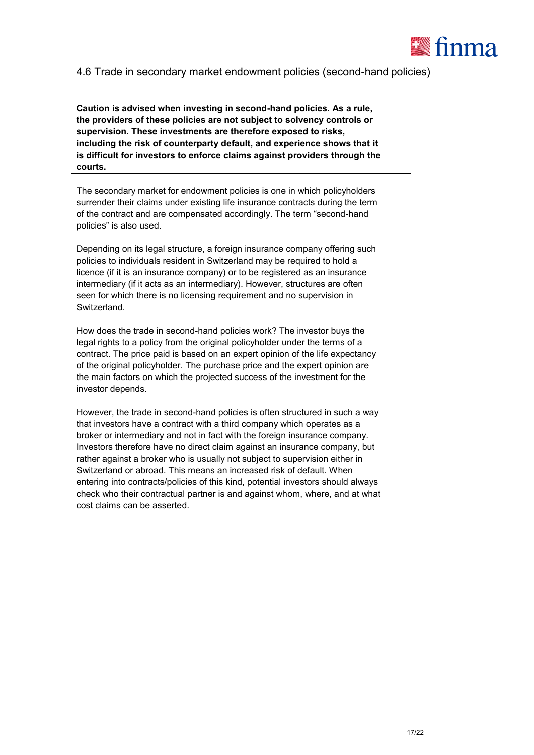### 4.6 Trade in secondary market endowment policies (second-hand policies)

**Caution is advised when investing in second-hand policies. As a rule, the providers of these policies are not subject to solvency controls or supervision. These investments are therefore exposed to risks, including the risk of counterparty default, and experience shows that it is difficult for investors to enforce claims against providers through the courts.**

The secondary market for endowment policies is one in which policyholders surrender their claims under existing life insurance contracts during the term of the contract and are compensated accordingly. The term "second-hand policies" is also used.

Depending on its legal structure, a foreign insurance company offering such policies to individuals resident in Switzerland may be required to hold a licence (if it is an insurance company) or to be registered as an insurance intermediary (if it acts as an intermediary). However, structures are often seen for which there is no licensing requirement and no supervision in Switzerland.

How does the trade in second-hand policies work? The investor buys the legal rights to a policy from the original policyholder under the terms of a contract. The price paid is based on an expert opinion of the life expectancy of the original policyholder. The purchase price and the expert opinion are the main factors on which the projected success of the investment for the investor depends.

However, the trade in second-hand policies is often structured in such a way that investors have a contract with a third company which operates as a broker or intermediary and not in fact with the foreign insurance company. Investors therefore have no direct claim against an insurance company, but rather against a broker who is usually not subject to supervision either in Switzerland or abroad. This means an increased risk of default. When entering into contracts/policies of this kind, potential investors should always check who their contractual partner is and against whom, where, and at what cost claims can be asserted.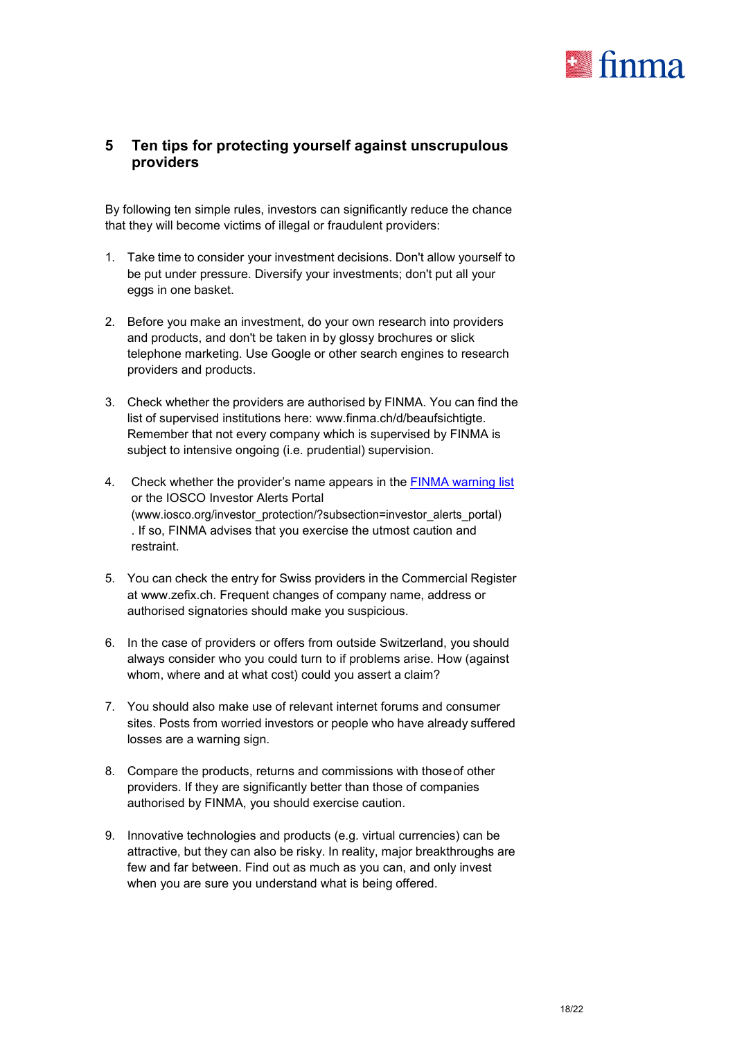## 5 Ten tips for protecting yourself against unscrupulous providers

By following ten simple rules, investors can significantly reduce the chance that they will become victims of illegal or fraudulent providers:

1. Take time to consider your investment decisions. Don't allow yourself to be put under pressure. Diversify your investments; don't put all your eggs in one basket.

2. Before you make an investment, do your own research into providers and products, and don't be taken in by glossy brochures or slick telephone marketing. Use Google or other search engines to research providers and products.

3. Check whether the providers are authorised by FINMA. You can find the list of supervised institutions here: www.finma.ch/d/beaufsichtigte. Remember that not every company which is supervised by FINMA is subject to intensive ongoing (i.e. prudential) supervision.

4. Check whether the provider's name appears in the FINMA warning list or the IOSCO Investor Alerts Portal (www.iosco.org/investor_protection/?subsection=investor_alerts_portal). If so, FINMA advises that you exercise the utmost caution and restraint.

5. You can check the entry for Swiss providers in the Commercial Register at www.zefix.ch. Frequent changes of company name, address or authorised signatories should make you suspicious.

6. In the case of providers or offers from outside Switzerland, you should always consider who you could turn to if problems arise. How (against whom, where and at what cost) could you assert a claim?

7. You should also make use of relevant internet forums and consumer sites. Posts from worried investors or people who have already suffered losses are a warning sign.

8. Compare the products, returns and commissions with those of other providers. If they are significantly better than those of companies authorised by FINMA, you should exercise caution.

9. Innovative technologies and products (e.g. virtual currencies) can be attractive, but they can also be risky. In reality, major breakthroughs are few and far between. Find out as much as you can, and only invest when you are sure you understand what is being offered.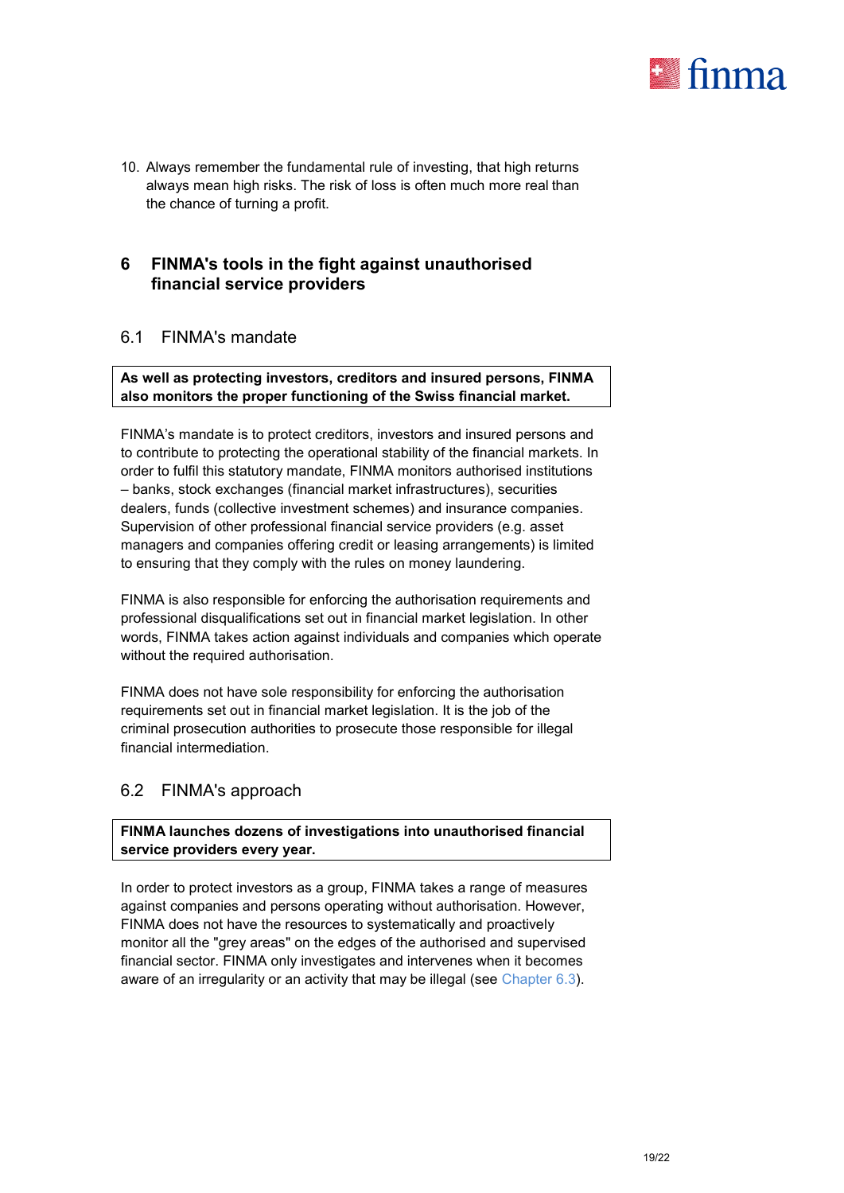10. Always remember the fundamental rule of investing, that high returns always mean high risks. The risk of loss is often much more real than the chance of turning a profit.

# 6 FINMA's tools in the fight against unauthorised financial service providers

## 6.1 FINMA's mandate

**As well as protecting investors, creditors and insured persons, FINMA also monitors the proper functioning of the Swiss financial market.**

FINMA's mandate is to protect creditors, investors and insured persons and to contribute to protecting the operational stability of the financial markets. In order to fulfil this statutory mandate, FINMA monitors authorised institutions – banks, stock exchanges (financial market infrastructures), securities dealers, funds (collective investment schemes) and insurance companies. Supervision of other professional financial service providers (e.g. asset managers and companies offering credit or leasing arrangements) is limited to ensuring that they comply with the rules on money laundering.

FINMA is also responsible for enforcing the authorisation requirements and professional disqualifications set out in financial market legislation. In other words, FINMA takes action against individuals and companies which operate without the required authorisation.

FINMA does not have sole responsibility for enforcing the authorisation requirements set out in financial market legislation. It is the job of the criminal prosecution authorities to prosecute those responsible for illegal financial intermediation.

## 6.2 FINMA's approach

**FINMA launches dozens of investigations into unauthorised financial service providers every year.**

In order to protect investors as a group, FINMA takes a range of measures against companies and persons operating without authorisation. However, FINMA does not have the resources to systematically and proactively monitor all the "grey areas" on the edges of the authorised and supervised financial sector. FINMA only investigates and intervenes when it becomes aware of an irregularity or an activity that may be illegal (see Chapter 6.3).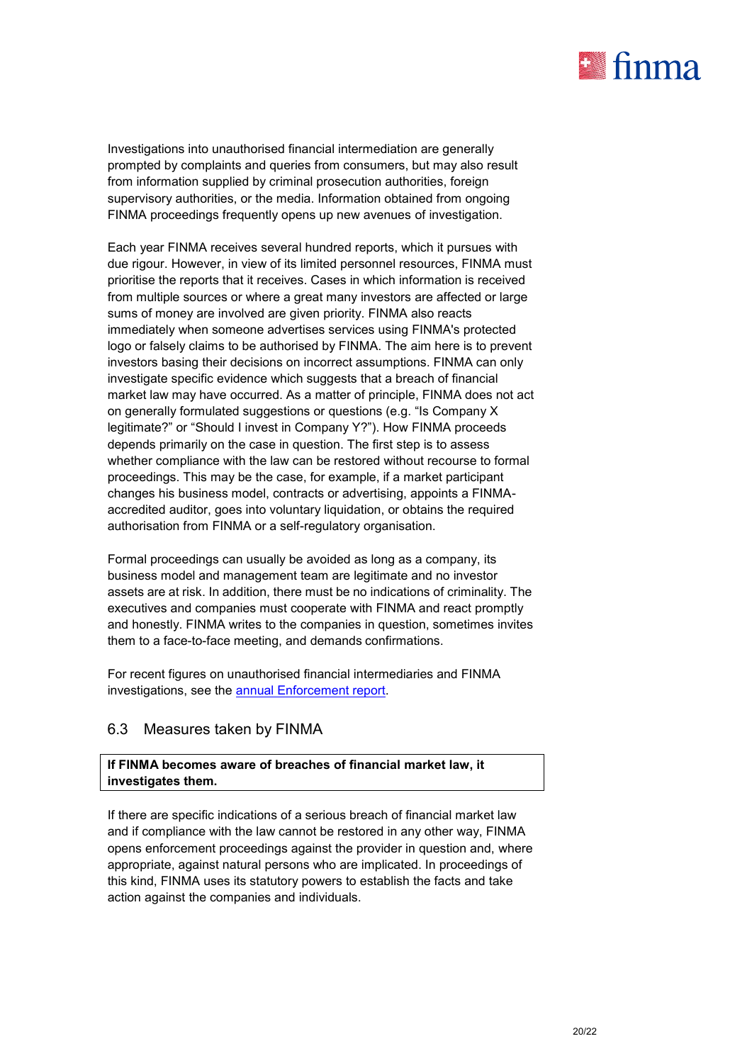Investigations into unauthorised financial intermediation are generally prompted by complaints and queries from consumers, but may also result from information supplied by criminal prosecution authorities, foreign supervisory authorities, or the media. Information obtained from ongoing FINMA proceedings frequently opens up new avenues of investigation.

Each year FINMA receives several hundred reports, which it pursues with due rigour. However, in view of its limited personnel resources, FINMA must prioritise the reports that it receives. Cases in which information is received from multiple sources or where a great many investors are affected or large sums of money are involved are given priority. FINMA also reacts immediately when someone advertises services using FINMA's protected logo or falsely claims to be authorised by FINMA. The aim here is to prevent investors basing their decisions on incorrect assumptions. FINMA can only investigate specific evidence which suggests that a breach of financial market law may have occurred. As a matter of principle, FINMA does not act on generally formulated suggestions or questions (e.g. "Is Company X legitimate?" or "Should I invest in Company Y?"). How FINMA proceeds depends primarily on the case in question. The first step is to assess whether compliance with the law can be restored without recourse to formal proceedings. This may be the case, for example, if a market participant changes his business model, contracts or advertising, appoints a FINMA-accredited auditor, goes into voluntary liquidation, or obtains the required authorisation from FINMA or a self-regulatory organisation.

Formal proceedings can usually be avoided as long as a company, its business model and management team are legitimate and no investor assets are at risk. In addition, there must be no indications of criminality. The executives and companies must cooperate with FINMA and react promptly and honestly. FINMA writes to the companies in question, sometimes invites them to a face-to-face meeting, and demands confirmations.

For recent figures on unauthorised financial intermediaries and FINMA investigations, see the [annual Enforcement report](annual Enforcement report).

## 6.3 Measures taken by FINMA

**If FINMA becomes aware of breaches of financial market law, it investigates them.**

If there are specific indications of a serious breach of financial market law and if compliance with the law cannot be restored in any other way, FINMA opens enforcement proceedings against the provider in question and, where appropriate, against natural persons who are implicated. In proceedings of this kind, FINMA uses its statutory powers to establish the facts and take action against the companies and individuals.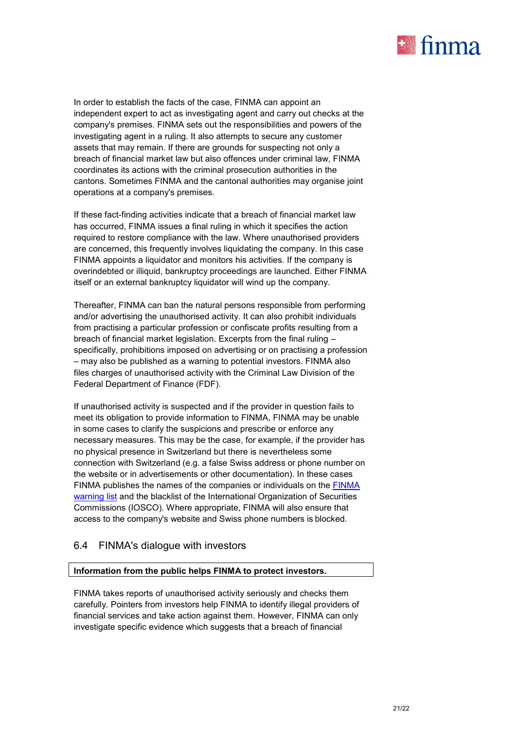In order to establish the facts of the case, FINMA can appoint an independent expert to act as investigating agent and carry out checks at the company's premises. FINMA sets out the responsibilities and powers of the investigating agent in a ruling. It also attempts to secure any customer assets that may remain. If there are grounds for suspecting not only a breach of financial market law but also offences under criminal law, FINMA coordinates its actions with the criminal prosecution authorities in the cantons. Sometimes FINMA and the cantonal authorities may organise joint operations at a company's premises.

If these fact-finding activities indicate that a breach of financial market law has occurred, FINMA issues a final ruling in which it specifies the action required to restore compliance with the law. Where unauthorised providers are concerned, this frequently involves liquidating the company. In this case FINMA appoints a liquidator and monitors his activities. If the company is overindebted or illiquid, bankruptcy proceedings are launched. Either FINMA itself or an external bankruptcy liquidator will wind up the company.

Thereafter, FINMA can ban the natural persons responsible from performing and/or advertising the unauthorised activity. It can also prohibit individuals from practising a particular profession or confiscate profits resulting from a breach of financial market legislation. Excerpts from the final ruling – specifically, prohibitions imposed on advertising or on practising a profession – may also be published as a warning to potential investors. FINMA also files charges of unauthorised activity with the Criminal Law Division of the Federal Department of Finance (FDF).

If unauthorised activity is suspected and if the provider in question fails to meet its obligation to provide information to FINMA, FINMA may be unable in some cases to clarify the suspicions and prescribe or enforce any necessary measures. This may be the case, for example, if the provider has no physical presence in Switzerland but there is nevertheless some connection with Switzerland (e.g. a false Swiss address or phone number on the website or in advertisements or other documentation). In these cases FINMA publishes the names of the companies or individuals on the FINMA warning list and the blacklist of the International Organization of Securities Commissions (IOSCO). Where appropriate, FINMA will also ensure that access to the company's website and Swiss phone numbers is blocked.

## 6.4 FINMA's dialogue with investors

**Information from the public helps FINMA to protect investors.**

FINMA takes reports of unauthorised activity seriously and checks them carefully. Pointers from investors help FINMA to identify illegal providers of financial services and take action against them. However, FINMA can only investigate specific evidence which suggests that a breach of financial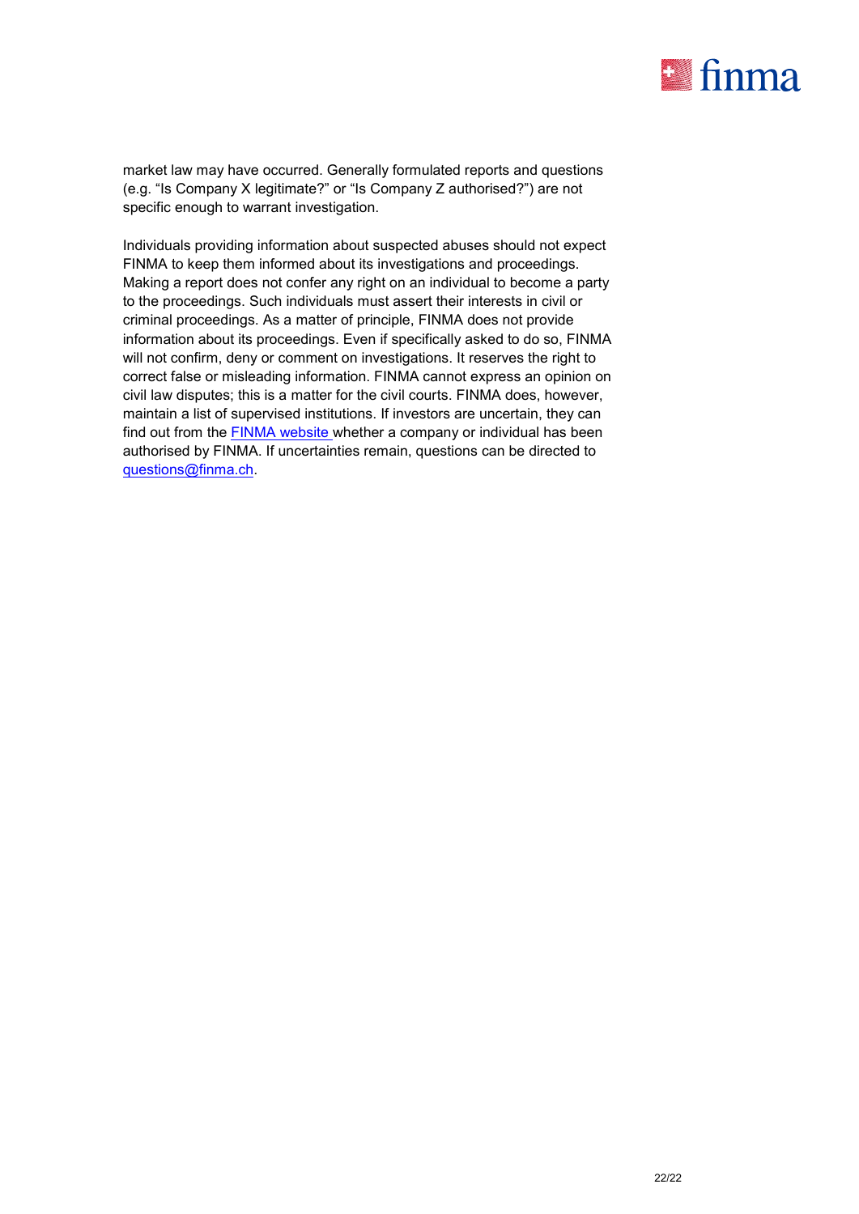market law may have occurred. Generally formulated reports and questions (e.g. “Is Company X legitimate?” or “Is Company Z authorised?”) are not specific enough to warrant investigation.

Individuals providing information about suspected abuses should not expect FINMA to keep them informed about its investigations and proceedings. Making a report does not confer any right on an individual to become a party to the proceedings. Such individuals must assert their interests in civil or criminal proceedings. As a matter of principle, FINMA does not provide information about its proceedings. Even if specifically asked to do so, FINMA will not confirm, deny or comment on investigations. It reserves the right to correct false or misleading information. FINMA cannot express an opinion on civil law disputes; this is a matter for the civil courts. FINMA does, however, maintain a list of supervised institutions. If investors are uncertain, they can find out from the FINMA website whether a company or individual has been authorised by FINMA. If uncertainties remain, questions can be directed to questions@finma.ch.